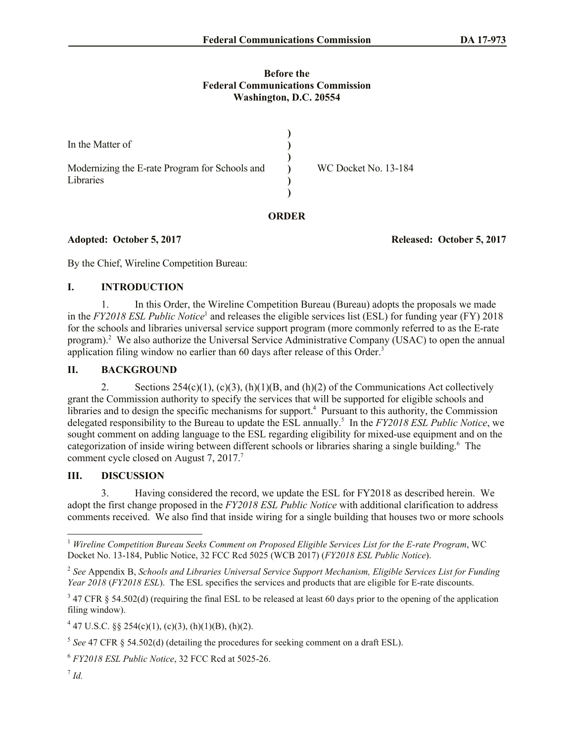**Before the**
**Federal Communications Commission**
**Washington, D.C. 20554**

| | | |
|---|---|---|
| In the Matter of | ) | |
| | ) | |
| Modernizing the E-rate Program for Schools and Libraries | ) | WC Docket No. 13-184 |
| | ) | |

## ORDER

**Adopted: October 5, 2017** **Released: October 5, 2017**

By the Chief, Wireline Competition Bureau:

## I. INTRODUCTION

1. In this Order, the Wireline Competition Bureau (Bureau) adopts the proposals we made in the *FY2018 ESL Public Notice*[1] and releases the eligible services list (ESL) for funding year (FY) 2018 for the schools and libraries universal service support program (more commonly referred to as the E-rate program).[2] We also authorize the Universal Service Administrative Company (USAC) to open the annual application filing window no earlier than 60 days after release of this Order.[3]

## II. BACKGROUND

2. Sections 254(c)(1), (c)(3), (h)(1)(B, and (h)(2) of the Communications Act collectively grant the Commission authority to specify the services that will be supported for eligible schools and libraries and to design the specific mechanisms for support.[4] Pursuant to this authority, the Commission delegated responsibility to the Bureau to update the ESL annually.[5] In the *FY2018 ESL Public Notice*, we sought comment on adding language to the ESL regarding eligibility for mixed-use equipment and on the categorization of inside wiring between different schools or libraries sharing a single building.[6] The comment cycle closed on August 7, 2017.[7]

## III. DISCUSSION

3. Having considered the record, we update the ESL for FY2018 as described herein. We adopt the first change proposed in the *FY2018 ESL Public Notice* with additional clarification to address comments received. We also find that inside wiring for a single building that houses two or more schools

---

[1] *Wireline Competition Bureau Seeks Comment on Proposed Eligible Services List for the E-rate Program*, WC Docket No. 13-184, Public Notice, 32 FCC Rcd 5025 (WCB 2017) (*FY2018 ESL Public Notice*).

[2] *See* Appendix B, *Schools and Libraries Universal Service Support Mechanism, Eligible Services List for Funding Year 2018* (*FY2018 ESL*). The ESL specifies the services and products that are eligible for E-rate discounts.

[3] 47 CFR § 54.502(d) (requiring the final ESL to be released at least 60 days prior to the opening of the application filing window).

[4] 47 U.S.C. §§ 254(c)(1), (c)(3), (h)(1)(B), (h)(2).

[5] *See* 47 CFR § 54.502(d) (detailing the procedures for seeking comment on a draft ESL).

[6] *FY2018 ESL Public Notice*, 32 FCC Rcd at 5025-26.

[7] *Id.*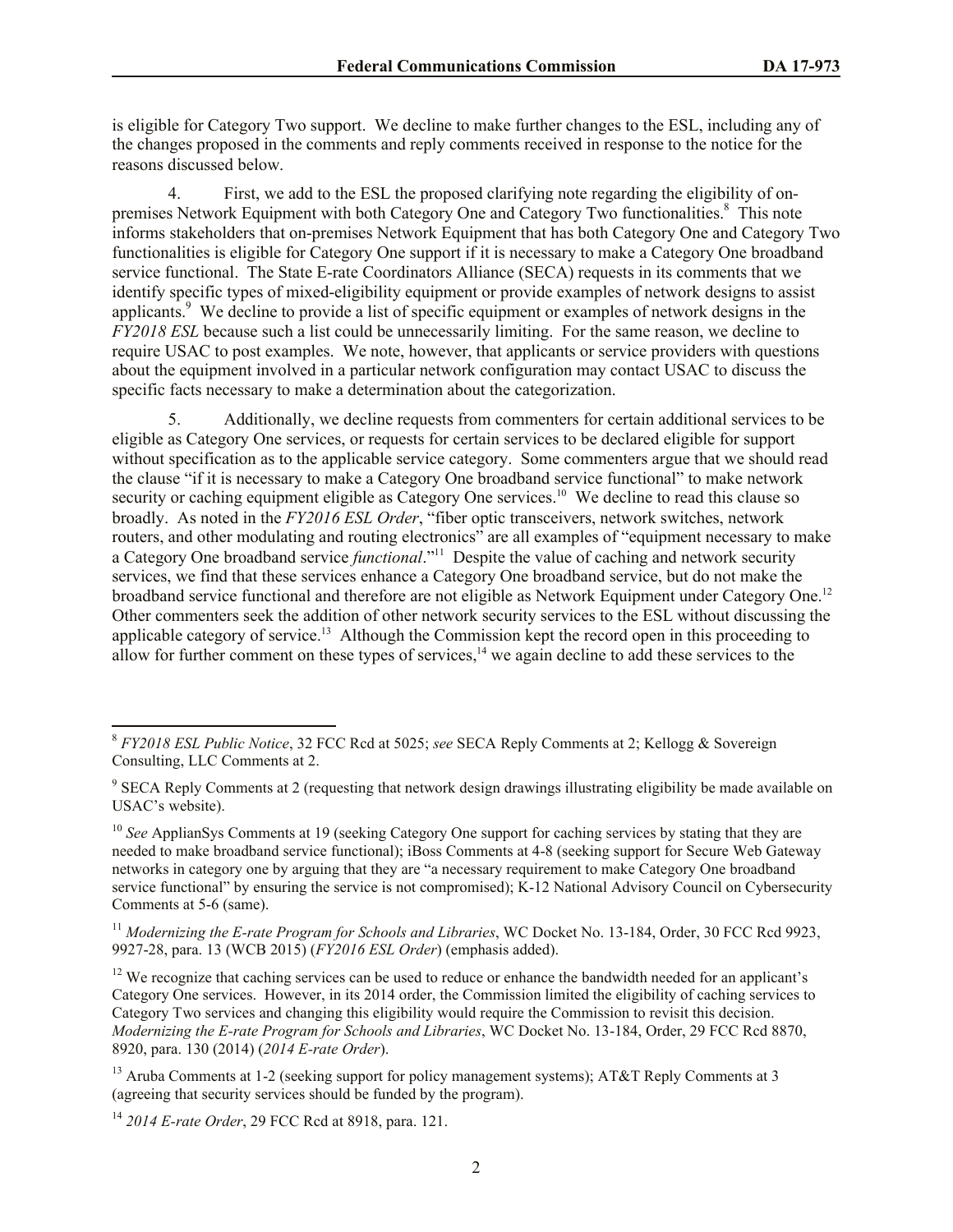is eligible for Category Two support. We decline to make further changes to the ESL, including any of the changes proposed in the comments and reply comments received in response to the notice for the reasons discussed below.

4. First, we add to the ESL the proposed clarifying note regarding the eligibility of on-premises Network Equipment with both Category One and Category Two functionalities.[8] This note informs stakeholders that on-premises Network Equipment that has both Category One and Category Two functionalities is eligible for Category One support if it is necessary to make a Category One broadband service functional. The State E-rate Coordinators Alliance (SECA) requests in its comments that we identify specific types of mixed-eligibility equipment or provide examples of network designs to assist applicants.[9] We decline to provide a list of specific equipment or examples of network designs in the *FY2018 ESL* because such a list could be unnecessarily limiting. For the same reason, we decline to require USAC to post examples. We note, however, that applicants or service providers with questions about the equipment involved in a particular network configuration may contact USAC to discuss the specific facts necessary to make a determination about the categorization.

5. Additionally, we decline requests from commenters for certain additional services to be eligible as Category One services, or requests for certain services to be declared eligible for support without specification as to the applicable service category. Some commenters argue that we should read the clause "if it is necessary to make a Category One broadband service functional" to make network security or caching equipment eligible as Category One services.[10] We decline to read this clause so broadly. As noted in the *FY2016 ESL Order*, "fiber optic transceivers, network switches, network routers, and other modulating and routing electronics" are all examples of "equipment necessary to make a Category One broadband service *functional*."[11] Despite the value of caching and network security services, we find that these services enhance a Category One broadband service, but do not make the broadband service functional and therefore are not eligible as Network Equipment under Category One.[12] Other commenters seek the addition of other network security services to the ESL without discussing the applicable category of service.[13] Although the Commission kept the record open in this proceeding to allow for further comment on these types of services,[14] we again decline to add these services to the

---

[8] *FY2018 ESL Public Notice*, 32 FCC Rcd at 5025; *see* SECA Reply Comments at 2; Kellogg & Sovereign Consulting, LLC Comments at 2.

[9] SECA Reply Comments at 2 (requesting that network design drawings illustrating eligibility be made available on USAC's website).

[10] *See* ApplianSys Comments at 19 (seeking Category One support for caching services by stating that they are needed to make broadband service functional); iBoss Comments at 4-8 (seeking support for Secure Web Gateway networks in category one by arguing that they are "a necessary requirement to make Category One broadband service functional" by ensuring the service is not compromised); K-12 National Advisory Council on Cybersecurity Comments at 5-6 (same).

[11] *Modernizing the E-rate Program for Schools and Libraries*, WC Docket No. 13-184, Order, 30 FCC Rcd 9923, 9927-28, para. 13 (WCB 2015) (*FY2016 ESL Order*) (emphasis added).

[12] We recognize that caching services can be used to reduce or enhance the bandwidth needed for an applicant's Category One services. However, in its 2014 order, the Commission limited the eligibility of caching services to Category Two services and changing this eligibility would require the Commission to revisit this decision. *Modernizing the E-rate Program for Schools and Libraries*, WC Docket No. 13-184, Order, 29 FCC Rcd 8870, 8920, para. 130 (2014) (*2014 E-rate Order*).

[13] Aruba Comments at 1-2 (seeking support for policy management systems); AT&T Reply Comments at 3 (agreeing that security services should be funded by the program).

[14] *2014 E-rate Order*, 29 FCC Rcd at 8918, para. 121.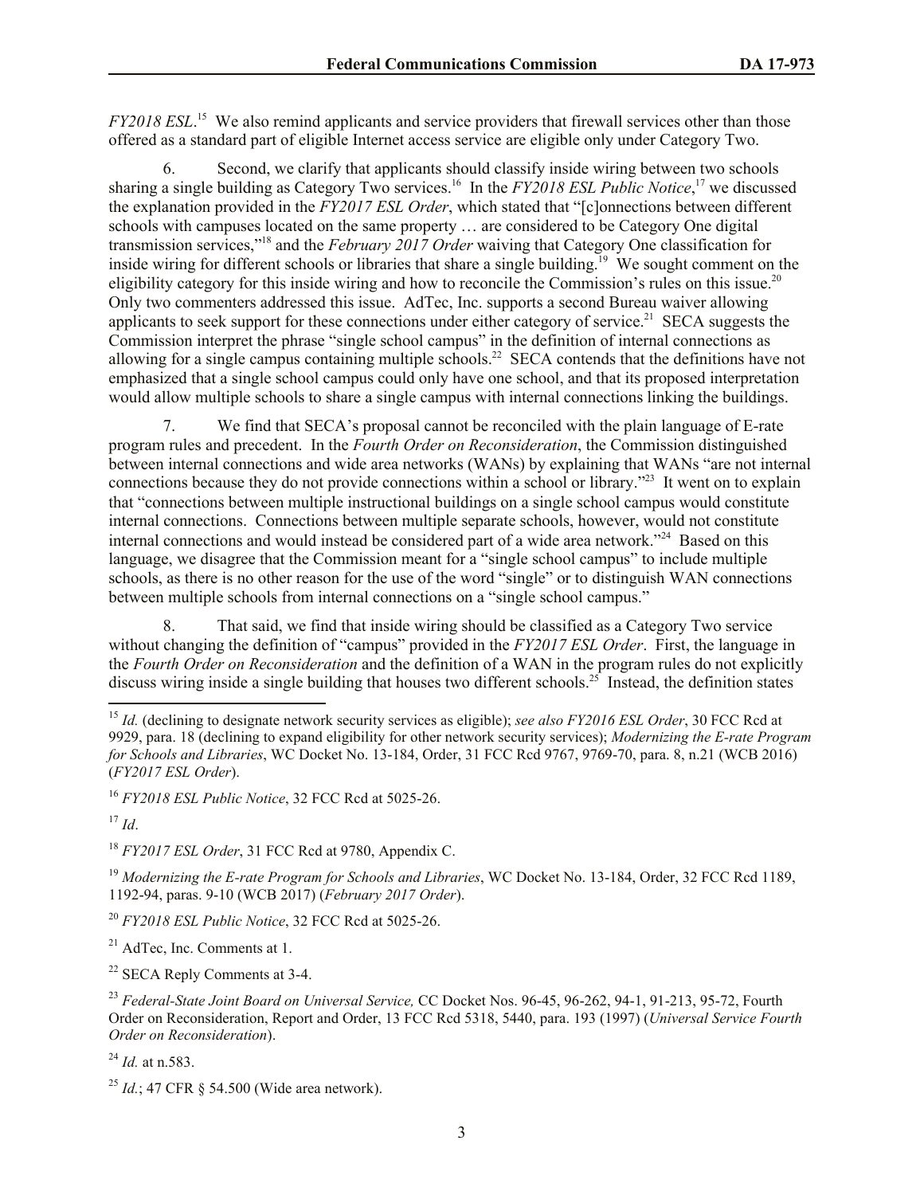*FY2018 ESL*.[15] We also remind applicants and service providers that firewall services other than those offered as a standard part of eligible Internet access service are eligible only under Category Two.

6. Second, we clarify that applicants should classify inside wiring between two schools sharing a single building as Category Two services.[16] In the *FY2018 ESL Public Notice*,[17] we discussed the explanation provided in the *FY2017 ESL Order*, which stated that "[c]onnections between different schools with campuses located on the same property … are considered to be Category One digital transmission services,"[18] and the *February 2017 Order* waiving that Category One classification for inside wiring for different schools or libraries that share a single building.[19] We sought comment on the eligibility category for this inside wiring and how to reconcile the Commission's rules on this issue.[20] Only two commenters addressed this issue. AdTec, Inc. supports a second Bureau waiver allowing applicants to seek support for these connections under either category of service.[21] SECA suggests the Commission interpret the phrase "single school campus" in the definition of internal connections as allowing for a single campus containing multiple schools.[22] SECA contends that the definitions have not emphasized that a single school campus could only have one school, and that its proposed interpretation would allow multiple schools to share a single campus with internal connections linking the buildings.

7. We find that SECA's proposal cannot be reconciled with the plain language of E-rate program rules and precedent. In the *Fourth Order on Reconsideration*, the Commission distinguished between internal connections and wide area networks (WANs) by explaining that WANs "are not internal connections because they do not provide connections within a school or library."[23] It went on to explain that "connections between multiple instructional buildings on a single school campus would constitute internal connections. Connections between multiple separate schools, however, would not constitute internal connections and would instead be considered part of a wide area network."[24] Based on this language, we disagree that the Commission meant for a "single school campus" to include multiple schools, as there is no other reason for the use of the word "single" or to distinguish WAN connections between multiple schools from internal connections on a "single school campus."

8. That said, we find that inside wiring should be classified as a Category Two service without changing the definition of "campus" provided in the *FY2017 ESL Order*. First, the language in the *Fourth Order on Reconsideration* and the definition of a WAN in the program rules do not explicitly discuss wiring inside a single building that houses two different schools.[25] Instead, the definition states

---

[15] *Id.* (declining to designate network security services as eligible); *see also FY2016 ESL Order*, 30 FCC Rcd at 9929, para. 18 (declining to expand eligibility for other network security services); *Modernizing the E-rate Program for Schools and Libraries*, WC Docket No. 13-184, Order, 31 FCC Rcd 9767, 9769-70, para. 8, n.21 (WCB 2016) (*FY2017 ESL Order*).

[16] *FY2018 ESL Public Notice*, 32 FCC Rcd at 5025-26.

[17] *Id*.

[18] *FY2017 ESL Order*, 31 FCC Rcd at 9780, Appendix C.

[19] *Modernizing the E-rate Program for Schools and Libraries*, WC Docket No. 13-184, Order, 32 FCC Rcd 1189, 1192-94, paras. 9-10 (WCB 2017) (*February 2017 Order*).

[20] *FY2018 ESL Public Notice*, 32 FCC Rcd at 5025-26.

[21] AdTec, Inc. Comments at 1.

[22] SECA Reply Comments at 3-4.

[23] *Federal-State Joint Board on Universal Service,* CC Docket Nos. 96-45, 96-262, 94-1, 91-213, 95-72, Fourth Order on Reconsideration, Report and Order, 13 FCC Rcd 5318, 5440, para. 193 (1997) (*Universal Service Fourth Order on Reconsideration*).

[24] *Id.* at n.583.

[25] *Id.*; 47 CFR § 54.500 (Wide area network).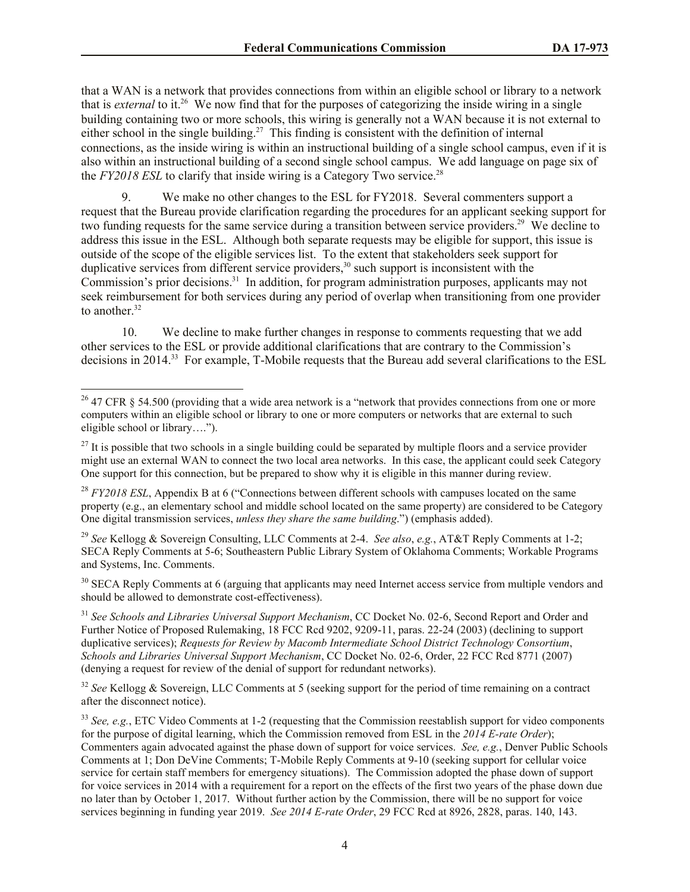that a WAN is a network that provides connections from within an eligible school or library to a network that is *external* to it.[26] We now find that for the purposes of categorizing the inside wiring in a single building containing two or more schools, this wiring is generally not a WAN because it is not external to either school in the single building.[27] This finding is consistent with the definition of internal connections, as the inside wiring is within an instructional building of a single school campus, even if it is also within an instructional building of a second single school campus. We add language on page six of the *FY2018 ESL* to clarify that inside wiring is a Category Two service.[28]

9. We make no other changes to the ESL for FY2018. Several commenters support a request that the Bureau provide clarification regarding the procedures for an applicant seeking support for two funding requests for the same service during a transition between service providers.[29] We decline to address this issue in the ESL. Although both separate requests may be eligible for support, this issue is outside of the scope of the eligible services list. To the extent that stakeholders seek support for duplicative services from different service providers,[30] such support is inconsistent with the Commission's prior decisions.[31] In addition, for program administration purposes, applicants may not seek reimbursement for both services during any period of overlap when transitioning from one provider to another.[32]

10. We decline to make further changes in response to comments requesting that we add other services to the ESL or provide additional clarifications that are contrary to the Commission's decisions in 2014.[33] For example, T-Mobile requests that the Bureau add several clarifications to the ESL

---

[26] 47 CFR § 54.500 (providing that a wide area network is a "network that provides connections from one or more computers within an eligible school or library to one or more computers or networks that are external to such eligible school or library….").

[27] It is possible that two schools in a single building could be separated by multiple floors and a service provider might use an external WAN to connect the two local area networks. In this case, the applicant could seek Category One support for this connection, but be prepared to show why it is eligible in this manner during review.

[28] *FY2018 ESL*, Appendix B at 6 ("Connections between different schools with campuses located on the same property (e.g., an elementary school and middle school located on the same property) are considered to be Category One digital transmission services, *unless they share the same building*.") (emphasis added).

[29] *See* Kellogg & Sovereign Consulting, LLC Comments at 2-4. *See also*, *e.g.*, AT&T Reply Comments at 1-2; SECA Reply Comments at 5-6; Southeastern Public Library System of Oklahoma Comments; Workable Programs and Systems, Inc. Comments.

[30] SECA Reply Comments at 6 (arguing that applicants may need Internet access service from multiple vendors and should be allowed to demonstrate cost-effectiveness).

[31] *See Schools and Libraries Universal Support Mechanism*, CC Docket No. 02-6, Second Report and Order and Further Notice of Proposed Rulemaking, 18 FCC Rcd 9202, 9209-11, paras. 22-24 (2003) (declining to support duplicative services); *Requests for Review by Macomb Intermediate School District Technology Consortium*, *Schools and Libraries Universal Support Mechanism*, CC Docket No. 02-6, Order, 22 FCC Rcd 8771 (2007) (denying a request for review of the denial of support for redundant networks).

[32] *See* Kellogg & Sovereign, LLC Comments at 5 (seeking support for the period of time remaining on a contract after the disconnect notice).

[33] *See, e.g.*, ETC Video Comments at 1-2 (requesting that the Commission reestablish support for video components for the purpose of digital learning, which the Commission removed from ESL in the *2014 E-rate Order*); Commenters again advocated against the phase down of support for voice services. *See, e.g.*, Denver Public Schools Comments at 1; Don DeVine Comments; T-Mobile Reply Comments at 9-10 (seeking support for cellular voice service for certain staff members for emergency situations). The Commission adopted the phase down of support for voice services in 2014 with a requirement for a report on the effects of the first two years of the phase down due no later than by October 1, 2017. Without further action by the Commission, there will be no support for voice services beginning in funding year 2019. *See 2014 E-rate Order*, 29 FCC Rcd at 8926, 2828, paras. 140, 143.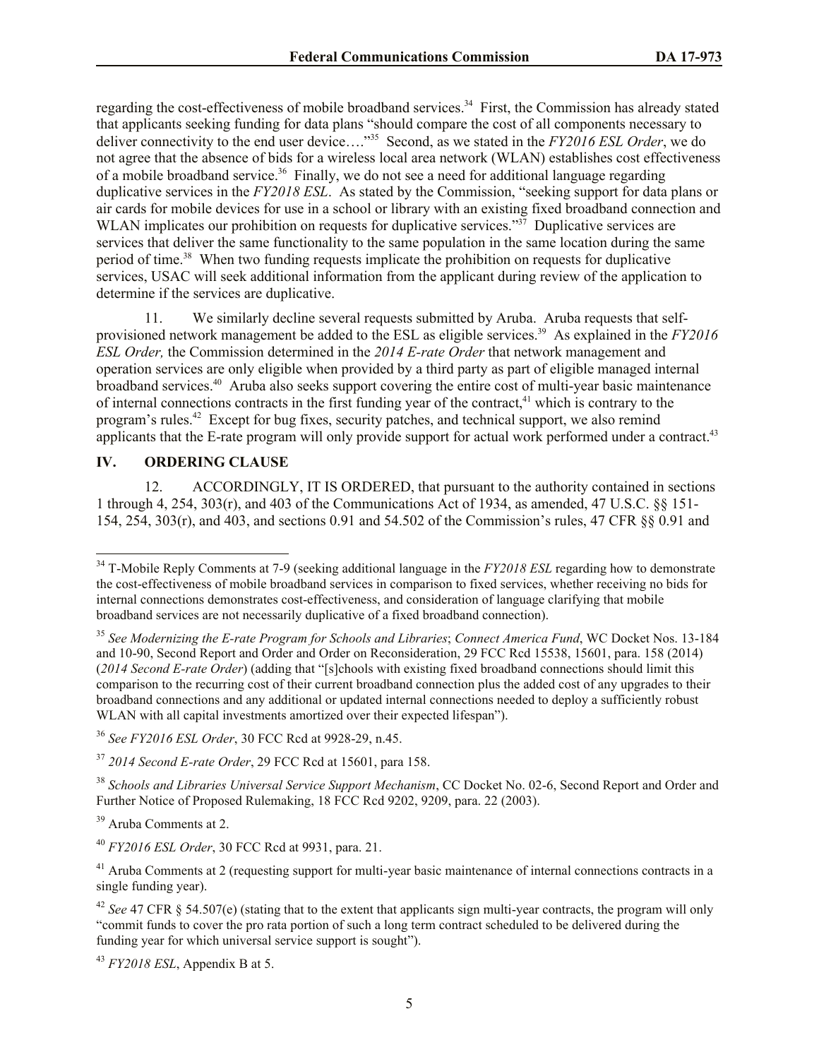regarding the cost-effectiveness of mobile broadband services.[34] First, the Commission has already stated that applicants seeking funding for data plans "should compare the cost of all components necessary to deliver connectivity to the end user device…."[35] Second, as we stated in the *FY2016 ESL Order*, we do not agree that the absence of bids for a wireless local area network (WLAN) establishes cost effectiveness of a mobile broadband service.[36] Finally, we do not see a need for additional language regarding duplicative services in the *FY2018 ESL*. As stated by the Commission, "seeking support for data plans or air cards for mobile devices for use in a school or library with an existing fixed broadband connection and WLAN implicates our prohibition on requests for duplicative services."[37] Duplicative services are services that deliver the same functionality to the same population in the same location during the same period of time.[38] When two funding requests implicate the prohibition on requests for duplicative services, USAC will seek additional information from the applicant during review of the application to determine if the services are duplicative.

11. We similarly decline several requests submitted by Aruba. Aruba requests that self-provisioned network management be added to the ESL as eligible services.[39] As explained in the *FY2016 ESL Order,* the Commission determined in the *2014 E-rate Order* that network management and operation services are only eligible when provided by a third party as part of eligible managed internal broadband services.[40] Aruba also seeks support covering the entire cost of multi-year basic maintenance of internal connections contracts in the first funding year of the contract,[41] which is contrary to the program's rules.[42] Except for bug fixes, security patches, and technical support, we also remind applicants that the E-rate program will only provide support for actual work performed under a contract.[43]

## IV. ORDERING CLAUSE

12. ACCORDINGLY, IT IS ORDERED, that pursuant to the authority contained in sections 1 through 4, 254, 303(r), and 403 of the Communications Act of 1934, as amended, 47 U.S.C. §§ 151-154, 254, 303(r), and 403, and sections 0.91 and 54.502 of the Commission's rules, 47 CFR §§ 0.91 and

---

[34] T-Mobile Reply Comments at 7-9 (seeking additional language in the *FY2018 ESL* regarding how to demonstrate the cost-effectiveness of mobile broadband services in comparison to fixed services, whether receiving no bids for internal connections demonstrates cost-effectiveness, and consideration of language clarifying that mobile broadband services are not necessarily duplicative of a fixed broadband connection).

[35] *See Modernizing the E-rate Program for Schools and Libraries*; *Connect America Fund*, WC Docket Nos. 13-184 and 10-90, Second Report and Order and Order on Reconsideration, 29 FCC Rcd 15538, 15601, para. 158 (2014) (*2014 Second E-rate Order*) (adding that "[s]chools with existing fixed broadband connections should limit this comparison to the recurring cost of their current broadband connection plus the added cost of any upgrades to their broadband connections and any additional or updated internal connections needed to deploy a sufficiently robust WLAN with all capital investments amortized over their expected lifespan").

[36] *See FY2016 ESL Order*, 30 FCC Rcd at 9928-29, n.45.

[37] *2014 Second E-rate Order*, 29 FCC Rcd at 15601, para 158.

[38] *Schools and Libraries Universal Service Support Mechanism*, CC Docket No. 02-6, Second Report and Order and Further Notice of Proposed Rulemaking, 18 FCC Rcd 9202, 9209, para. 22 (2003).

[39] Aruba Comments at 2.

[40] *FY2016 ESL Order*, 30 FCC Rcd at 9931, para. 21.

[41] Aruba Comments at 2 (requesting support for multi-year basic maintenance of internal connections contracts in a single funding year).

[42] *See* 47 CFR § 54.507(e) (stating that to the extent that applicants sign multi-year contracts, the program will only "commit funds to cover the pro rata portion of such a long term contract scheduled to be delivered during the funding year for which universal service support is sought").

[43] *FY2018 ESL*, Appendix B at 5.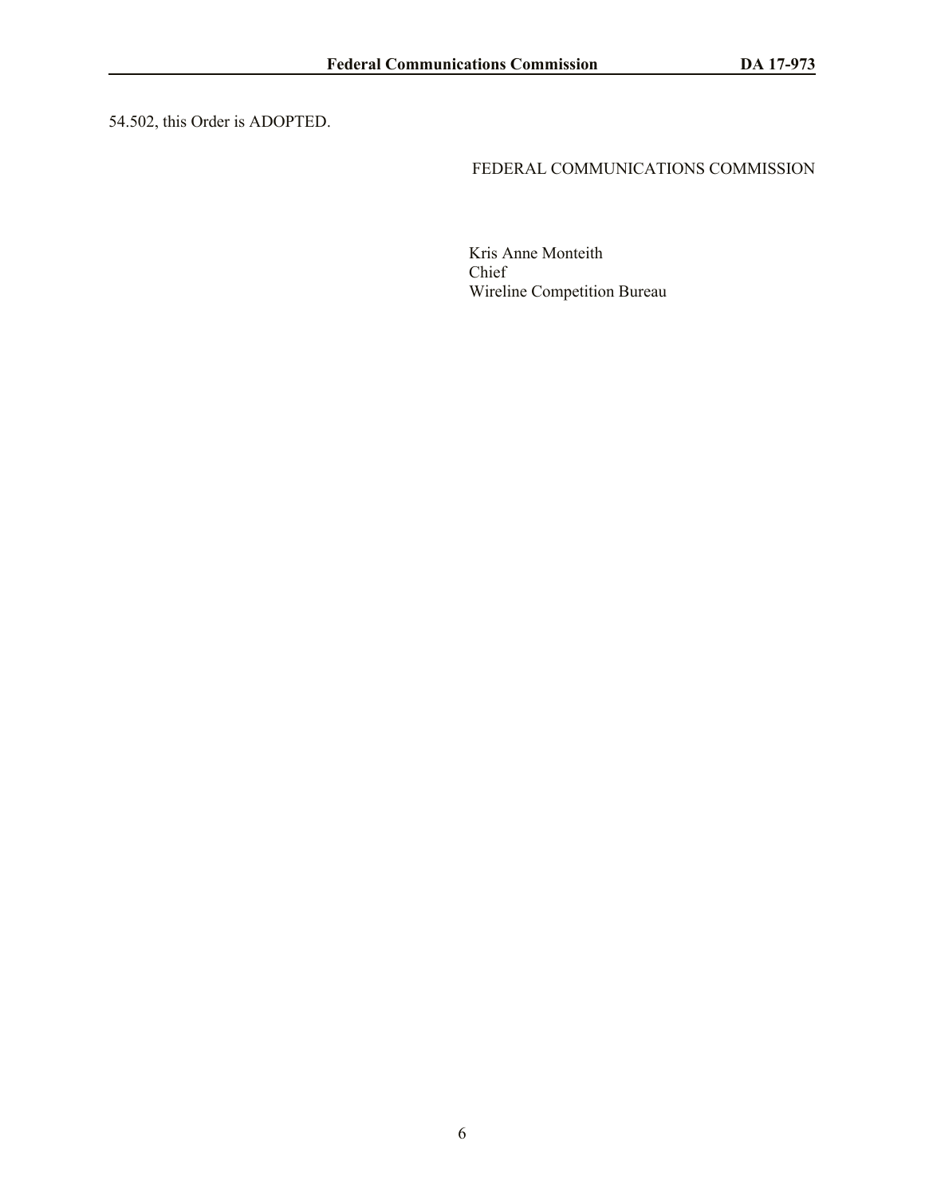54.502, this Order is ADOPTED.

FEDERAL COMMUNICATIONS COMMISSION

Kris Anne Monteith
Chief
Wireline Competition Bureau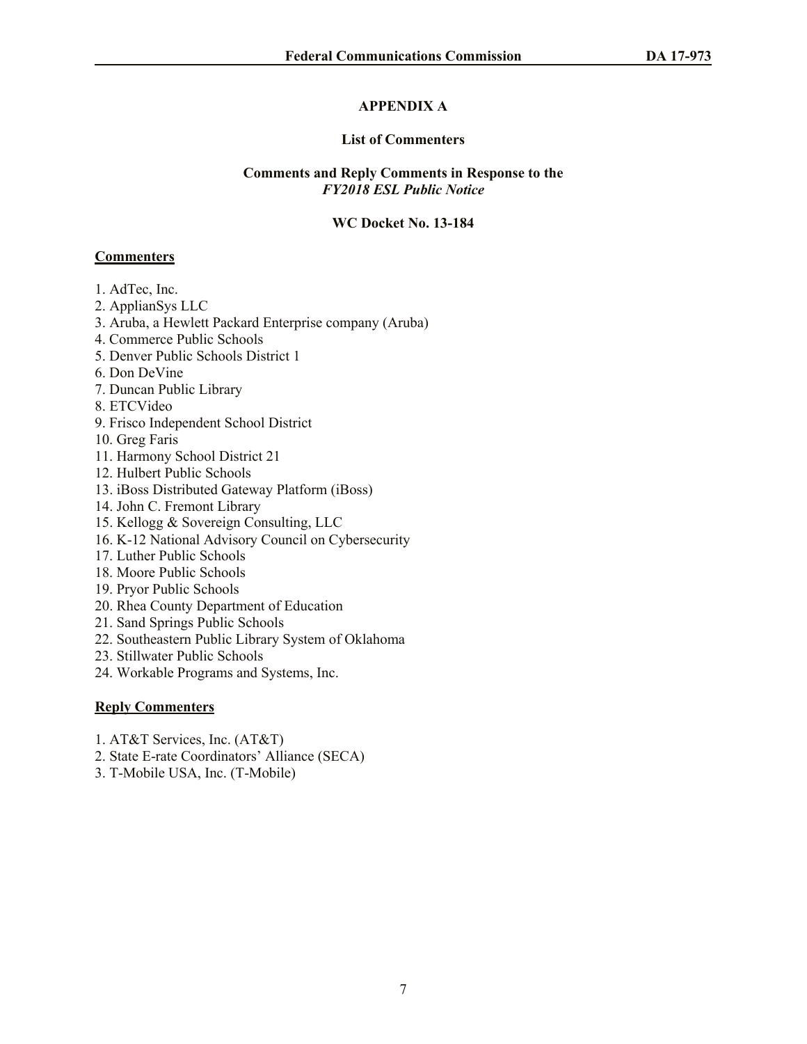# APPENDIX A

## List of Commenters

## Comments and Reply Comments in Response to the *FY2018 ESL Public Notice*

## WC Docket No. 13-184

**Commenters**

1. AdTec, Inc.
2. ApplianSys LLC
3. Aruba, a Hewlett Packard Enterprise company (Aruba)
4. Commerce Public Schools
5. Denver Public Schools District 1
6. Don DeVine
7. Duncan Public Library
8. ETCVideo
9. Frisco Independent School District
10. Greg Faris
11. Harmony School District 21
12. Hulbert Public Schools
13. iBoss Distributed Gateway Platform (iBoss)
14. John C. Fremont Library
15. Kellogg & Sovereign Consulting, LLC
16. K-12 National Advisory Council on Cybersecurity
17. Luther Public Schools
18. Moore Public Schools
19. Pryor Public Schools
20. Rhea County Department of Education
21. Sand Springs Public Schools
22. Southeastern Public Library System of Oklahoma
23. Stillwater Public Schools
24. Workable Programs and Systems, Inc.

**Reply Commenters**

1. AT&T Services, Inc. (AT&T)
2. State E-rate Coordinators' Alliance (SECA)
3. T-Mobile USA, Inc. (T-Mobile)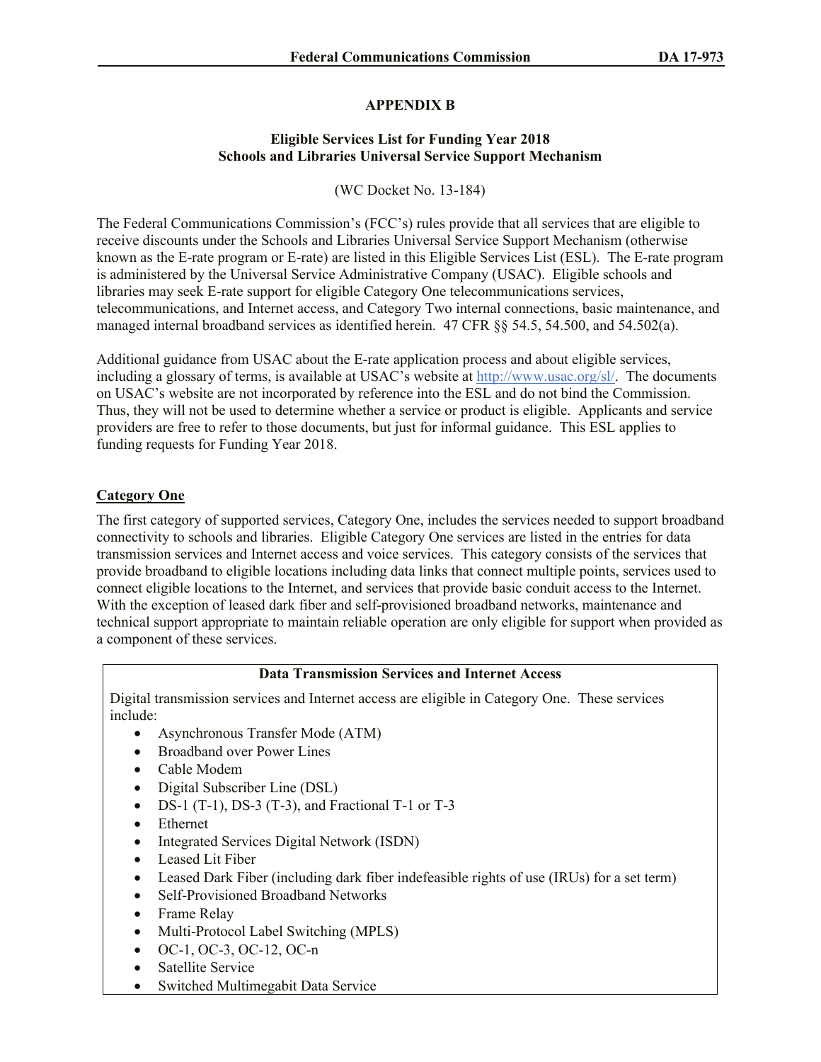## APPENDIX B

### Eligible Services List for Funding Year 2018
### Schools and Libraries Universal Service Support Mechanism

(WC Docket No. 13-184)

The Federal Communications Commission's (FCC's) rules provide that all services that are eligible to receive discounts under the Schools and Libraries Universal Service Support Mechanism (otherwise known as the E-rate program or E-rate) are listed in this Eligible Services List (ESL). The E-rate program is administered by the Universal Service Administrative Company (USAC). Eligible schools and libraries may seek E-rate support for eligible Category One telecommunications services, telecommunications, and Internet access, and Category Two internal connections, basic maintenance, and managed internal broadband services as identified herein. 47 CFR §§ 54.5, 54.500, and 54.502(a).

Additional guidance from USAC about the E-rate application process and about eligible services, including a glossary of terms, is available at USAC's website at http://www.usac.org/sl/. The documents on USAC's website are not incorporated by reference into the ESL and do not bind the Commission. Thus, they will not be used to determine whether a service or product is eligible. Applicants and service providers are free to refer to those documents, but just for informal guidance. This ESL applies to funding requests for Funding Year 2018.

### Category One

The first category of supported services, Category One, includes the services needed to support broadband connectivity to schools and libraries. Eligible Category One services are listed in the entries for data transmission services and Internet access and voice services. This category consists of the services that provide broadband to eligible locations including data links that connect multiple points, services used to connect eligible locations to the Internet, and services that provide basic conduit access to the Internet. With the exception of leased dark fiber and self-provisioned broadband networks, maintenance and technical support appropriate to maintain reliable operation are only eligible for support when provided as a component of these services.

**Data Transmission Services and Internet Access**

Digital transmission services and Internet access are eligible in Category One. These services include:

- Asynchronous Transfer Mode (ATM)
- Broadband over Power Lines
- Cable Modem
- Digital Subscriber Line (DSL)
- DS-1 (T-1), DS-3 (T-3), and Fractional T-1 or T-3
- Ethernet
- Integrated Services Digital Network (ISDN)
- Leased Lit Fiber
- Leased Dark Fiber (including dark fiber indefeasible rights of use (IRUs) for a set term)
- Self-Provisioned Broadband Networks
- Frame Relay
- Multi-Protocol Label Switching (MPLS)
- OC-1, OC-3, OC-12, OC-n
- Satellite Service
- Switched Multimegabit Data Service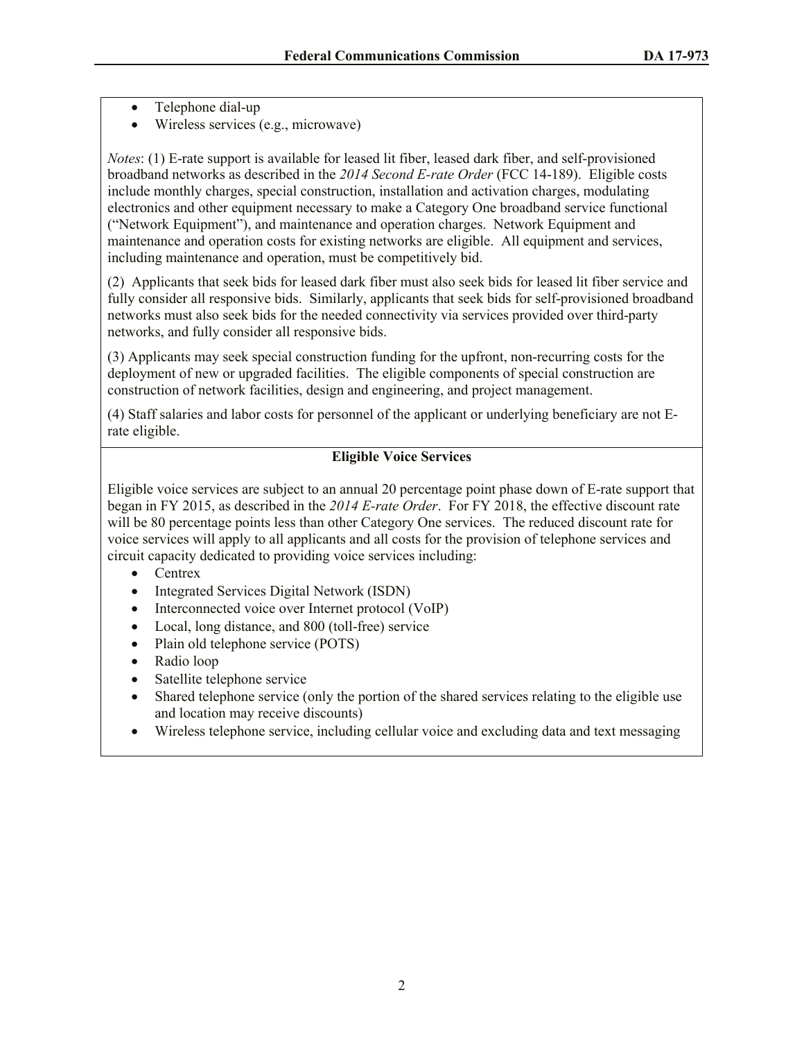- Telephone dial-up
- Wireless services (e.g., microwave)

*Notes*: (1) E-rate support is available for leased lit fiber, leased dark fiber, and self-provisioned broadband networks as described in the *2014 Second E-rate Order* (FCC 14-189). Eligible costs include monthly charges, special construction, installation and activation charges, modulating electronics and other equipment necessary to make a Category One broadband service functional ("Network Equipment"), and maintenance and operation charges. Network Equipment and maintenance and operation costs for existing networks are eligible. All equipment and services, including maintenance and operation, must be competitively bid.

(2) Applicants that seek bids for leased dark fiber must also seek bids for leased lit fiber service and fully consider all responsive bids. Similarly, applicants that seek bids for self-provisioned broadband networks must also seek bids for the needed connectivity via services provided over third-party networks, and fully consider all responsive bids.

(3) Applicants may seek special construction funding for the upfront, non-recurring costs for the deployment of new or upgraded facilities. The eligible components of special construction are construction of network facilities, design and engineering, and project management.

(4) Staff salaries and labor costs for personnel of the applicant or underlying beneficiary are not E-rate eligible.

**Eligible Voice Services**

Eligible voice services are subject to an annual 20 percentage point phase down of E-rate support that began in FY 2015, as described in the *2014 E-rate Order*. For FY 2018, the effective discount rate will be 80 percentage points less than other Category One services. The reduced discount rate for voice services will apply to all applicants and all costs for the provision of telephone services and circuit capacity dedicated to providing voice services including:

- Centrex
- Integrated Services Digital Network (ISDN)
- Interconnected voice over Internet protocol (VoIP)
- Local, long distance, and 800 (toll-free) service
- Plain old telephone service (POTS)
- Radio loop
- Satellite telephone service
- Shared telephone service (only the portion of the shared services relating to the eligible use and location may receive discounts)
- Wireless telephone service, including cellular voice and excluding data and text messaging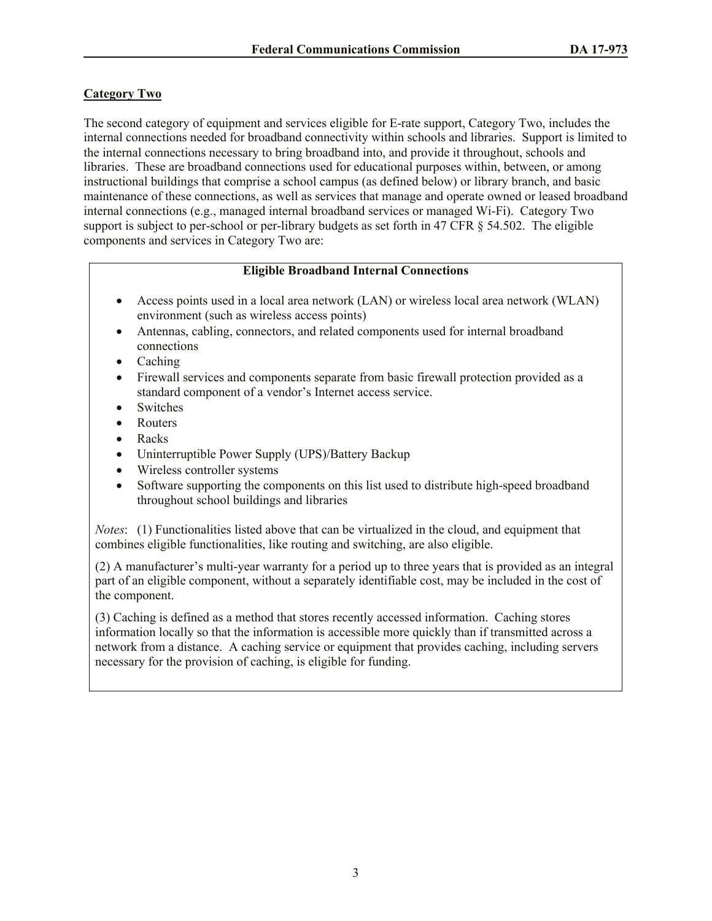## Category Two

The second category of equipment and services eligible for E-rate support, Category Two, includes the internal connections needed for broadband connectivity within schools and libraries. Support is limited to the internal connections necessary to bring broadband into, and provide it throughout, schools and libraries. These are broadband connections used for educational purposes within, between, or among instructional buildings that comprise a school campus (as defined below) or library branch, and basic maintenance of these connections, as well as services that manage and operate owned or leased broadband internal connections (e.g., managed internal broadband services or managed Wi-Fi). Category Two support is subject to per-school or per-library budgets as set forth in 47 CFR § 54.502. The eligible components and services in Category Two are:

**Eligible Broadband Internal Connections**

- Access points used in a local area network (LAN) or wireless local area network (WLAN) environment (such as wireless access points)
- Antennas, cabling, connectors, and related components used for internal broadband connections
- Caching
- Firewall services and components separate from basic firewall protection provided as a standard component of a vendor's Internet access service.
- Switches
- Routers
- Racks
- Uninterruptible Power Supply (UPS)/Battery Backup
- Wireless controller systems
- Software supporting the components on this list used to distribute high-speed broadband throughout school buildings and libraries

*Notes*: (1) Functionalities listed above that can be virtualized in the cloud, and equipment that combines eligible functionalities, like routing and switching, are also eligible.

(2) A manufacturer's multi-year warranty for a period up to three years that is provided as an integral part of an eligible component, without a separately identifiable cost, may be included in the cost of the component.

(3) Caching is defined as a method that stores recently accessed information. Caching stores information locally so that the information is accessible more quickly than if transmitted across a network from a distance. A caching service or equipment that provides caching, including servers necessary for the provision of caching, is eligible for funding.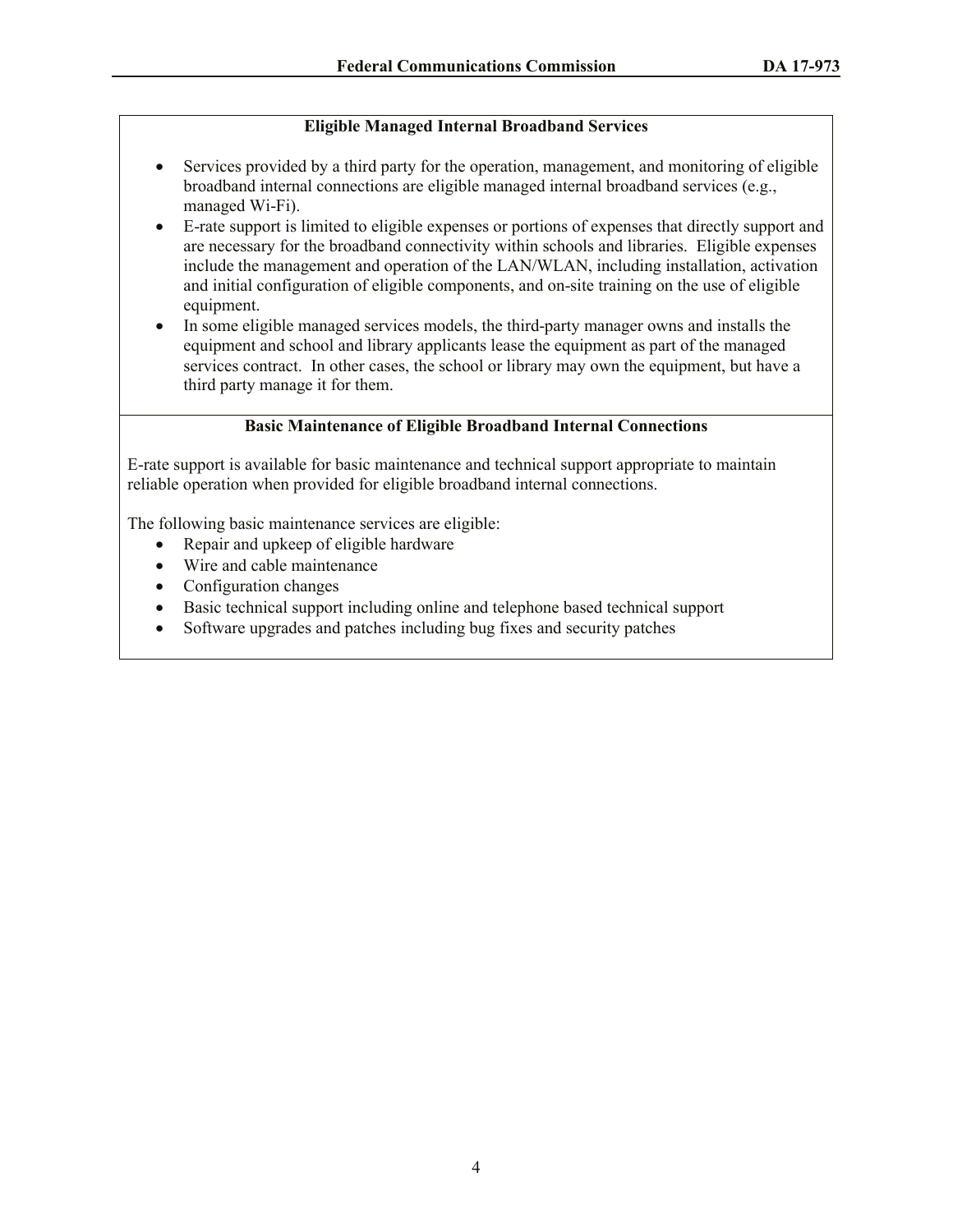**Eligible Managed Internal Broadband Services**

- Services provided by a third party for the operation, management, and monitoring of eligible broadband internal connections are eligible managed internal broadband services (e.g., managed Wi-Fi).
- E-rate support is limited to eligible expenses or portions of expenses that directly support and are necessary for the broadband connectivity within schools and libraries. Eligible expenses include the management and operation of the LAN/WLAN, including installation, activation and initial configuration of eligible components, and on-site training on the use of eligible equipment.
- In some eligible managed services models, the third-party manager owns and installs the equipment and school and library applicants lease the equipment as part of the managed services contract. In other cases, the school or library may own the equipment, but have a third party manage it for them.

**Basic Maintenance of Eligible Broadband Internal Connections**

E-rate support is available for basic maintenance and technical support appropriate to maintain reliable operation when provided for eligible broadband internal connections.

The following basic maintenance services are eligible:

- Repair and upkeep of eligible hardware
- Wire and cable maintenance
- Configuration changes
- Basic technical support including online and telephone based technical support
- Software upgrades and patches including bug fixes and security patches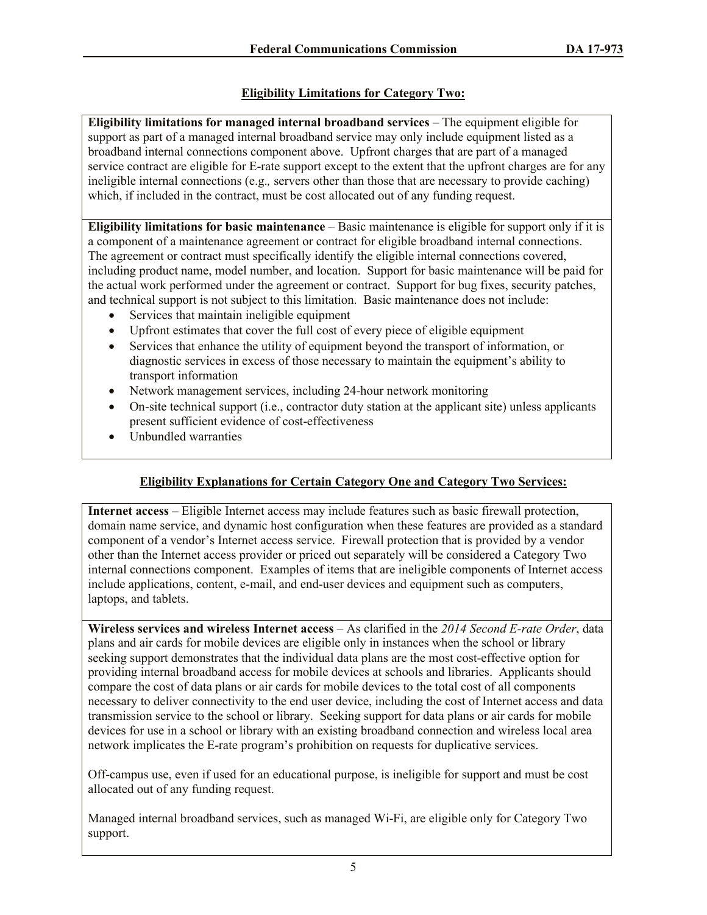## Eligibility Limitations for Category Two:

**Eligibility limitations for managed internal broadband services** – The equipment eligible for support as part of a managed internal broadband service may only include equipment listed as a broadband internal connections component above. Upfront charges that are part of a managed service contract are eligible for E-rate support except to the extent that the upfront charges are for any ineligible internal connections (e.g., servers other than those that are necessary to provide caching) which, if included in the contract, must be cost allocated out of any funding request.

**Eligibility limitations for basic maintenance** – Basic maintenance is eligible for support only if it is a component of a maintenance agreement or contract for eligible broadband internal connections. The agreement or contract must specifically identify the eligible internal connections covered, including product name, model number, and location. Support for basic maintenance will be paid for the actual work performed under the agreement or contract. Support for bug fixes, security patches, and technical support is not subject to this limitation. Basic maintenance does not include:

- Services that maintain ineligible equipment
- Upfront estimates that cover the full cost of every piece of eligible equipment
- Services that enhance the utility of equipment beyond the transport of information, or diagnostic services in excess of those necessary to maintain the equipment's ability to transport information
- Network management services, including 24-hour network monitoring
- On-site technical support (i.e., contractor duty station at the applicant site) unless applicants present sufficient evidence of cost-effectiveness
- Unbundled warranties

## Eligibility Explanations for Certain Category One and Category Two Services:

**Internet access** – Eligible Internet access may include features such as basic firewall protection, domain name service, and dynamic host configuration when these features are provided as a standard component of a vendor's Internet access service. Firewall protection that is provided by a vendor other than the Internet access provider or priced out separately will be considered a Category Two internal connections component. Examples of items that are ineligible components of Internet access include applications, content, e-mail, and end-user devices and equipment such as computers, laptops, and tablets.

**Wireless services and wireless Internet access** – As clarified in the *2014 Second E-rate Order*, data plans and air cards for mobile devices are eligible only in instances when the school or library seeking support demonstrates that the individual data plans are the most cost-effective option for providing internal broadband access for mobile devices at schools and libraries. Applicants should compare the cost of data plans or air cards for mobile devices to the total cost of all components necessary to deliver connectivity to the end user device, including the cost of Internet access and data transmission service to the school or library. Seeking support for data plans or air cards for mobile devices for use in a school or library with an existing broadband connection and wireless local area network implicates the E-rate program's prohibition on requests for duplicative services.

Off-campus use, even if used for an educational purpose, is ineligible for support and must be cost allocated out of any funding request.

Managed internal broadband services, such as managed Wi-Fi, are eligible only for Category Two support.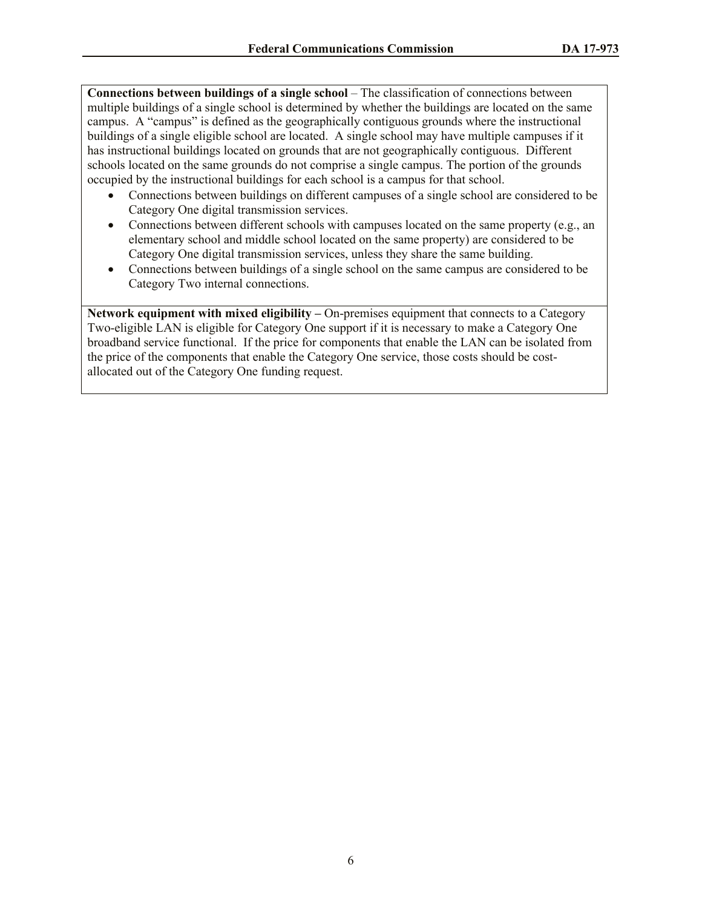**Connections between buildings of a single school** – The classification of connections between multiple buildings of a single school is determined by whether the buildings are located on the same campus. A "campus" is defined as the geographically contiguous grounds where the instructional buildings of a single eligible school are located. A single school may have multiple campuses if it has instructional buildings located on grounds that are not geographically contiguous. Different schools located on the same grounds do not comprise a single campus. The portion of the grounds occupied by the instructional buildings for each school is a campus for that school.

- Connections between buildings on different campuses of a single school are considered to be Category One digital transmission services.
- Connections between different schools with campuses located on the same property (e.g., an elementary school and middle school located on the same property) are considered to be Category One digital transmission services, unless they share the same building.
- Connections between buildings of a single school on the same campus are considered to be Category Two internal connections.

**Network equipment with mixed eligibility –** On-premises equipment that connects to a Category Two-eligible LAN is eligible for Category One support if it is necessary to make a Category One broadband service functional. If the price for components that enable the LAN can be isolated from the price of the components that enable the Category One service, those costs should be cost-allocated out of the Category One funding request.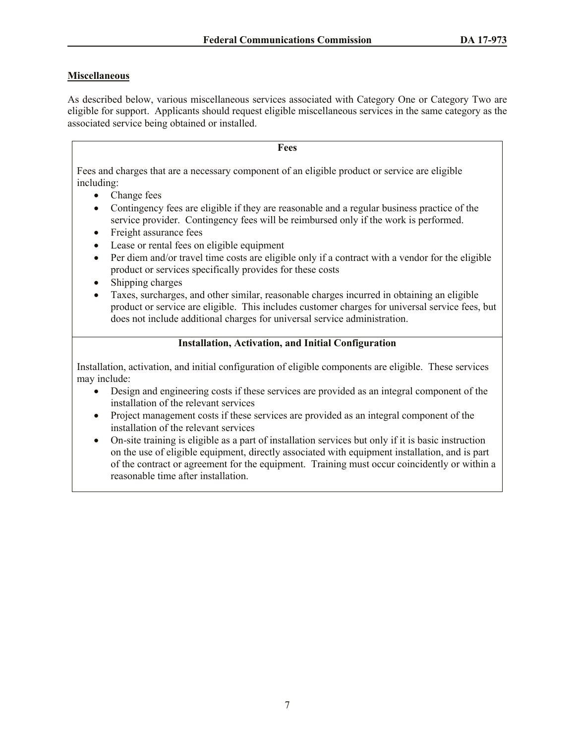## Miscellaneous

As described below, various miscellaneous services associated with Category One or Category Two are eligible for support. Applicants should request eligible miscellaneous services in the same category as the associated service being obtained or installed.

### Fees

Fees and charges that are a necessary component of an eligible product or service are eligible including:

- Change fees
- Contingency fees are eligible if they are reasonable and a regular business practice of the service provider. Contingency fees will be reimbursed only if the work is performed.
- Freight assurance fees
- Lease or rental fees on eligible equipment
- Per diem and/or travel time costs are eligible only if a contract with a vendor for the eligible product or services specifically provides for these costs
- Shipping charges
- Taxes, surcharges, and other similar, reasonable charges incurred in obtaining an eligible product or service are eligible. This includes customer charges for universal service fees, but does not include additional charges for universal service administration.

### Installation, Activation, and Initial Configuration

Installation, activation, and initial configuration of eligible components are eligible. These services may include:

- Design and engineering costs if these services are provided as an integral component of the installation of the relevant services
- Project management costs if these services are provided as an integral component of the installation of the relevant services
- On-site training is eligible as a part of installation services but only if it is basic instruction on the use of eligible equipment, directly associated with equipment installation, and is part of the contract or agreement for the equipment. Training must occur coincidently or within a reasonable time after installation.